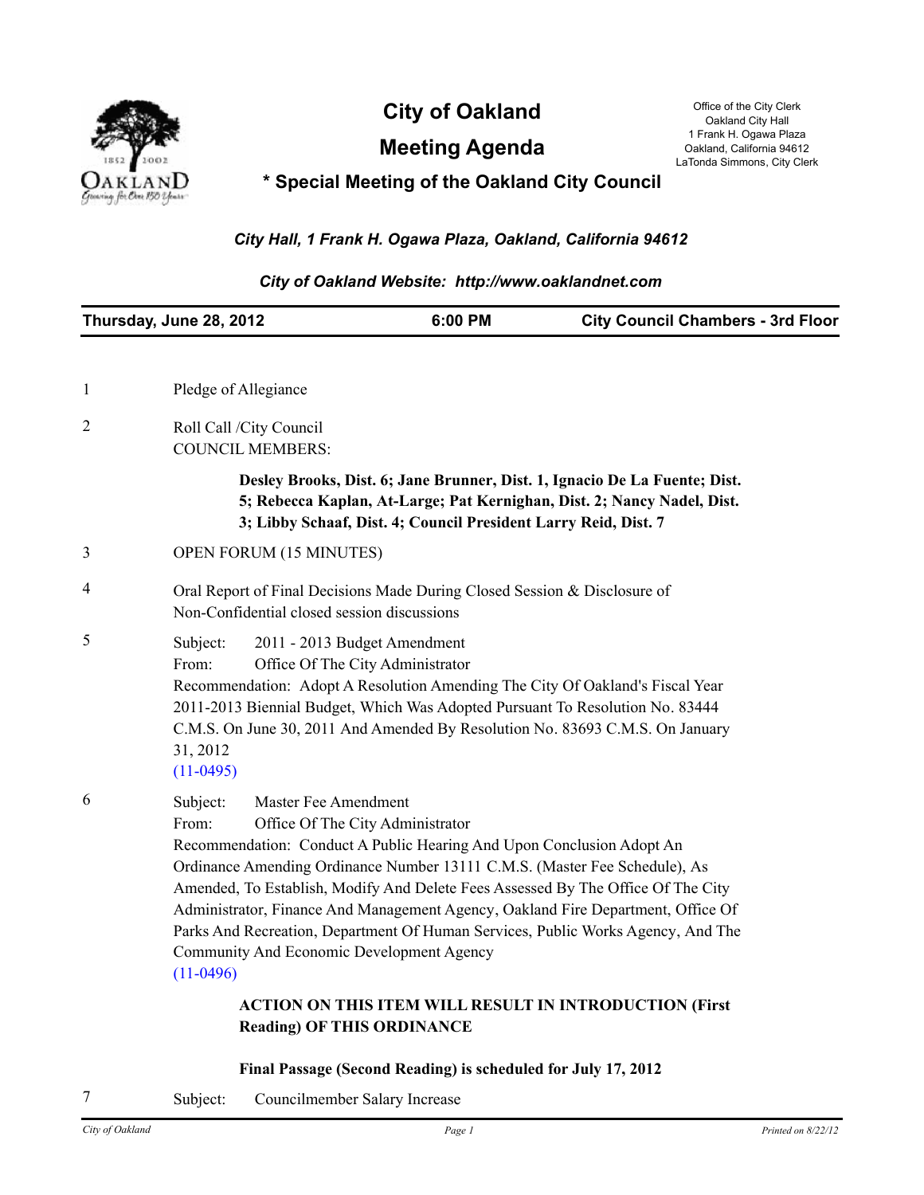# City of Oakland

## Meeting Agenda

### * Special Meeting of the Oakland City Council

Office of the City Clerk
Oakland City Hall
1 Frank H. Ogawa Plaza
Oakland, California 94612
LaTonda Simmons, City Clerk

*City Hall, 1 Frank H. Ogawa Plaza, Oakland, California 94612*

*City of Oakland Website: http://www.oaklandnet.com*

**Thursday, June 28, 2012 | 6:00 PM | City Council Chambers - 3rd Floor**

---

1 Pledge of Allegiance

2 Roll Call /City Council
COUNCIL MEMBERS:

**Desley Brooks, Dist. 6; Jane Brunner, Dist. 1, Ignacio De La Fuente; Dist. 5; Rebecca Kaplan, At-Large; Pat Kernighan, Dist. 2; Nancy Nadel, Dist. 3; Libby Schaaf, Dist. 4; Council President Larry Reid, Dist. 7**

3 OPEN FORUM (15 MINUTES)

4 Oral Report of Final Decisions Made During Closed Session & Disclosure of Non-Confidential closed session discussions

5 Subject: 2011 - 2013 Budget Amendment
From: Office Of The City Administrator
Recommendation: Adopt A Resolution Amending The City Of Oakland's Fiscal Year 2011-2013 Biennial Budget, Which Was Adopted Pursuant To Resolution No. 83444 C.M.S. On June 30, 2011 And Amended By Resolution No. 83693 C.M.S. On January 31, 2012
(11-0495)

6 Subject: Master Fee Amendment
From: Office Of The City Administrator
Recommendation: Conduct A Public Hearing And Upon Conclusion Adopt An Ordinance Amending Ordinance Number 13111 C.M.S. (Master Fee Schedule), As Amended, To Establish, Modify And Delete Fees Assessed By The Office Of The City Administrator, Finance And Management Agency, Oakland Fire Department, Office Of Parks And Recreation, Department Of Human Services, Public Works Agency, And The Community And Economic Development Agency
(11-0496)

**ACTION ON THIS ITEM WILL RESULT IN INTRODUCTION (First Reading) OF THIS ORDINANCE**

**Final Passage (Second Reading) is scheduled for July 17, 2012**

7 Subject: Councilmember Salary Increase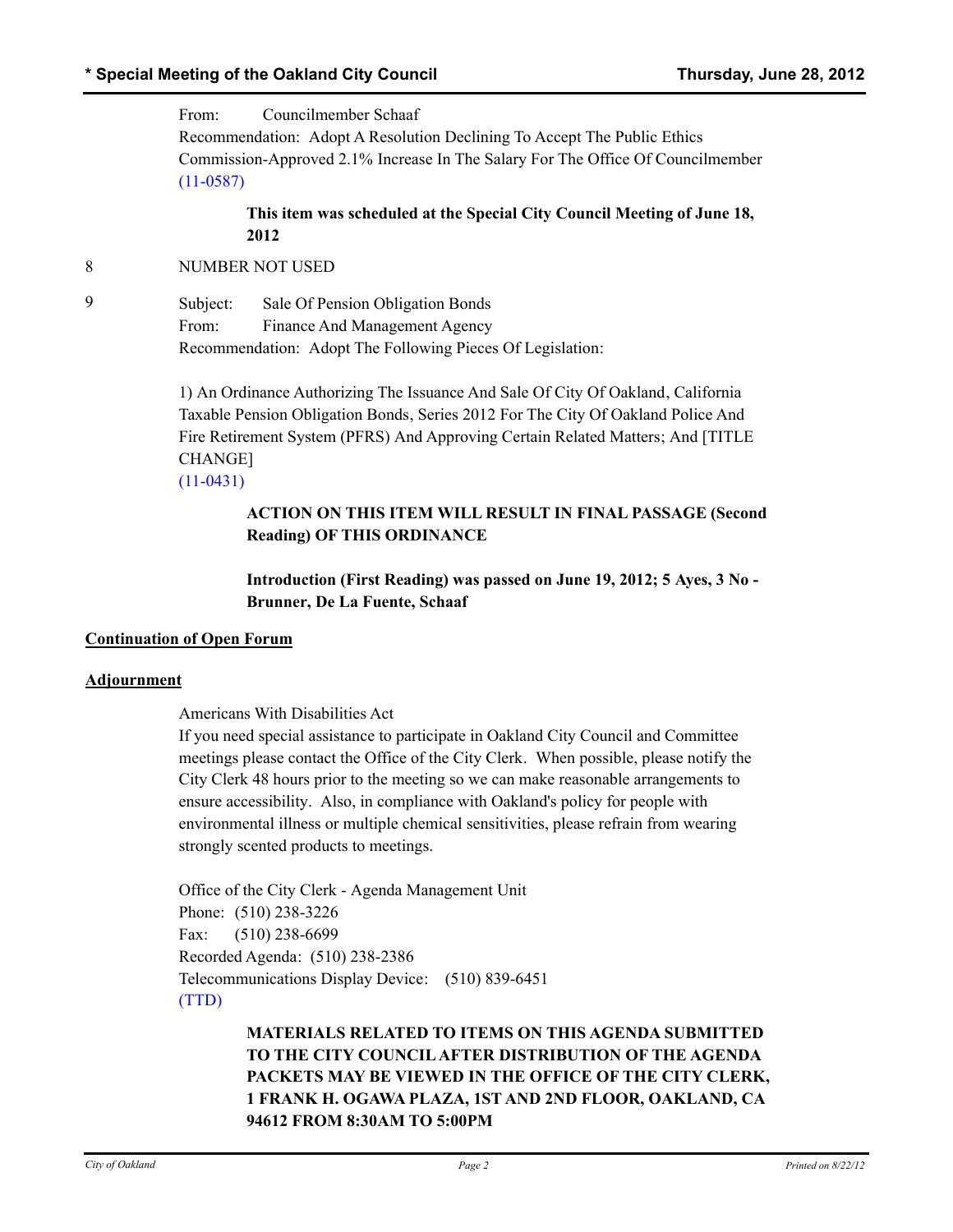From: Councilmember Schaaf

Recommendation: Adopt A Resolution Declining To Accept The Public Ethics Commission-Approved 2.1% Increase In The Salary For The Office Of Councilmember

(11-0587)

**This item was scheduled at the Special City Council Meeting of June 18, 2012**

8 NUMBER NOT USED

9 Subject: Sale Of Pension Obligation Bonds

From: Finance And Management Agency

Recommendation: Adopt The Following Pieces Of Legislation:

1) An Ordinance Authorizing The Issuance And Sale Of City Of Oakland, California Taxable Pension Obligation Bonds, Series 2012 For The City Of Oakland Police And Fire Retirement System (PFRS) And Approving Certain Related Matters; And [TITLE CHANGE]

(11-0431)

**ACTION ON THIS ITEM WILL RESULT IN FINAL PASSAGE (Second Reading) OF THIS ORDINANCE**

**Introduction (First Reading) was passed on June 19, 2012; 5 Ayes, 3 No - Brunner, De La Fuente, Schaaf**

**Continuation of Open Forum**

**Adjournment**

Americans With Disabilities Act

If you need special assistance to participate in Oakland City Council and Committee meetings please contact the Office of the City Clerk. When possible, please notify the City Clerk 48 hours prior to the meeting so we can make reasonable arrangements to ensure accessibility. Also, in compliance with Oakland's policy for people with environmental illness or multiple chemical sensitivities, please refrain from wearing strongly scented products to meetings.

Office of the City Clerk - Agenda Management Unit
Phone: (510) 238-3226
Fax: (510) 238-6699
Recorded Agenda: (510) 238-2386
Telecommunications Display Device: (510) 839-6451
(TTD)

**MATERIALS RELATED TO ITEMS ON THIS AGENDA SUBMITTED TO THE CITY COUNCIL AFTER DISTRIBUTION OF THE AGENDA PACKETS MAY BE VIEWED IN THE OFFICE OF THE CITY CLERK, 1 FRANK H. OGAWA PLAZA, 1ST AND 2ND FLOOR, OAKLAND, CA 94612 FROM 8:30AM TO 5:00PM**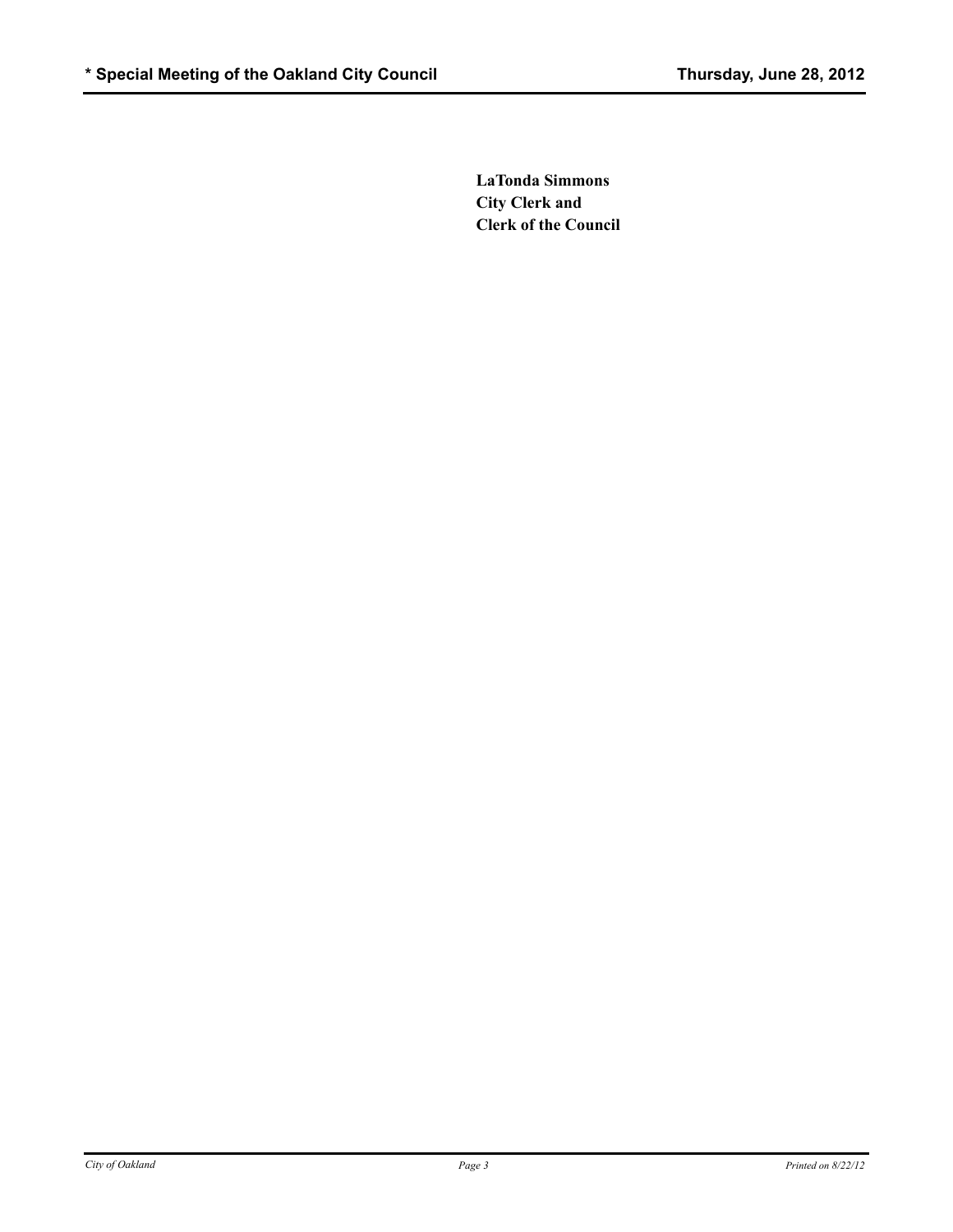**LaTonda Simmons**
**City Clerk and**
**Clerk of the Council**